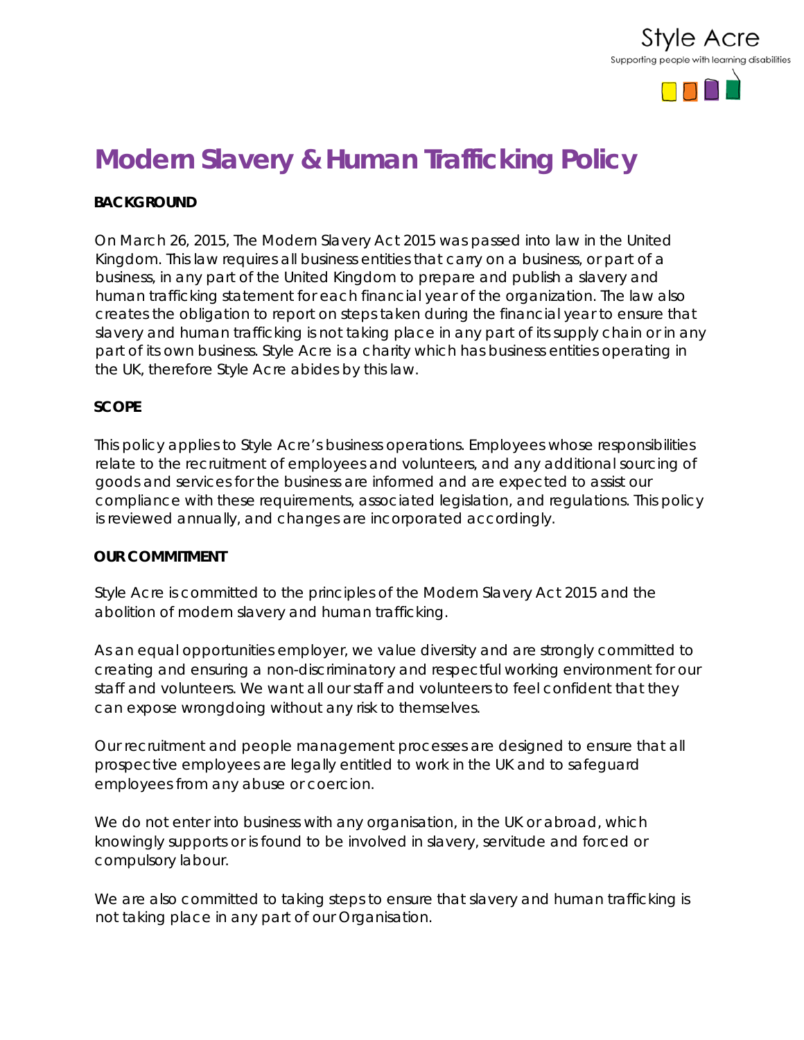# Modern Slavery & Human Trafficking Policy

**BACKGROUND**

On March 26, 2015, The Modern Slavery Act 2015 was passed into law in the United Kingdom. This law requires all business entities that carry on a business, or part of a business, in any part of the United Kingdom to prepare and publish a slavery and human trafficking statement for each financial year of the organization. The law also creates the obligation to report on steps taken during the financial year to ensure that slavery and human trafficking is not taking place in any part of its supply chain or in any part of its own business. Style Acre is a charity which has business entities operating in the UK, therefore Style Acre abides by this law.

**SCOPE**

This policy applies to Style Acre's business operations. Employees whose responsibilities relate to the recruitment of employees and volunteers, and any additional sourcing of goods and services for the business are informed and are expected to assist our compliance with these requirements, associated legislation, and regulations. This policy is reviewed annually, and changes are incorporated accordingly.

**OUR COMMITMENT**

Style Acre is committed to the principles of the Modern Slavery Act 2015 and the abolition of modern slavery and human trafficking.

As an equal opportunities employer, we value diversity and are strongly committed to creating and ensuring a non-discriminatory and respectful working environment for our staff and volunteers. We want all our staff and volunteers to feel confident that they can expose wrongdoing without any risk to themselves.

Our recruitment and people management processes are designed to ensure that all prospective employees are legally entitled to work in the UK and to safeguard employees from any abuse or coercion.

We do not enter into business with any organisation, in the UK or abroad, which knowingly supports or is found to be involved in slavery, servitude and forced or compulsory labour.

We are also committed to taking steps to ensure that slavery and human trafficking is not taking place in any part of our Organisation.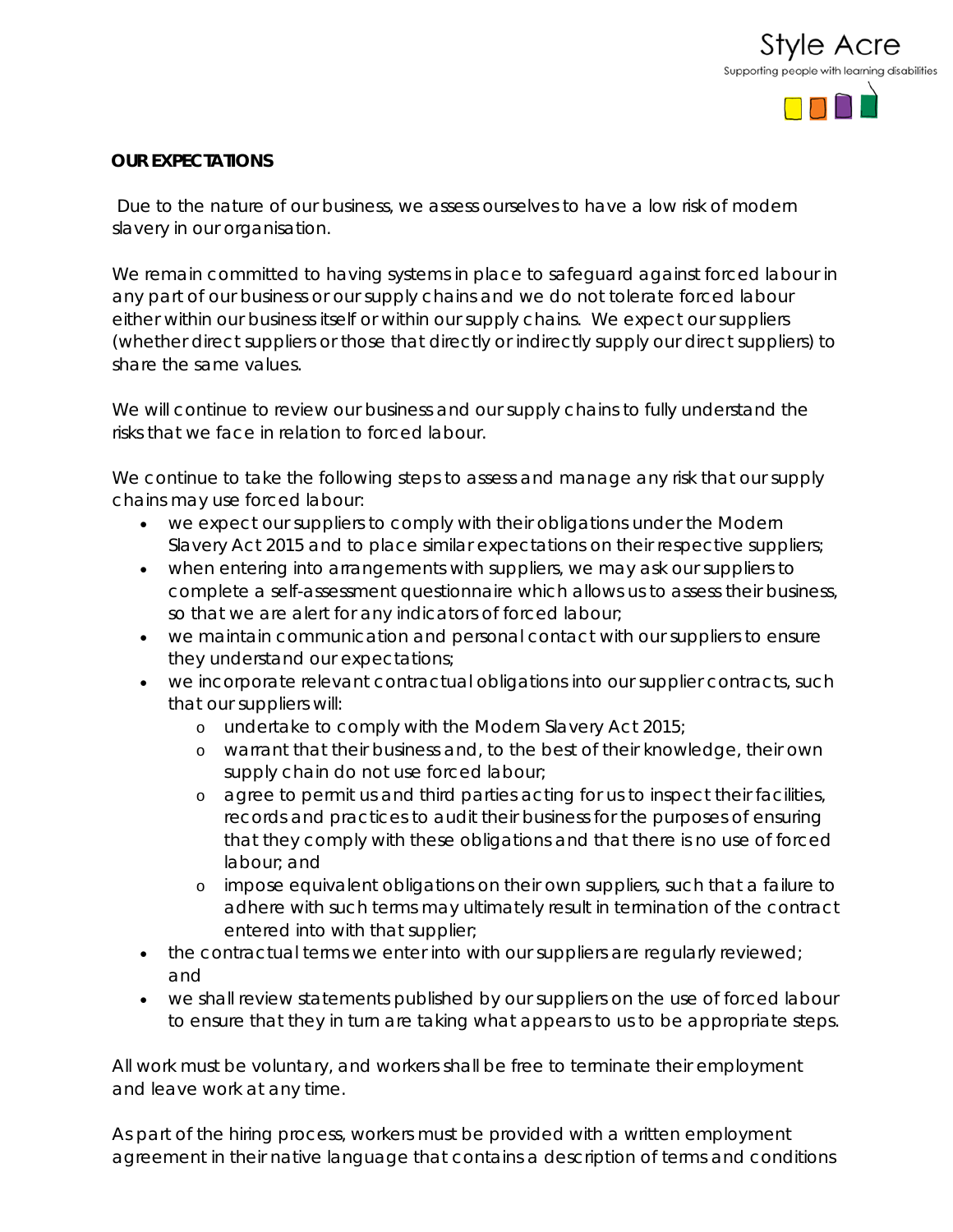**OUR EXPECTATIONS**

Due to the nature of our business, we assess ourselves to have a low risk of modern slavery in our organisation.

We remain committed to having systems in place to safeguard against forced labour in any part of our business or our supply chains and we do not tolerate forced labour either within our business itself or within our supply chains. We expect our suppliers (whether direct suppliers or those that directly or indirectly supply our direct suppliers) to share the same values.

We will continue to review our business and our supply chains to fully understand the risks that we face in relation to forced labour.

We continue to take the following steps to assess and manage any risk that our supply chains may use forced labour:

- we expect our suppliers to comply with their obligations under the Modern Slavery Act 2015 and to place similar expectations on their respective suppliers;
- when entering into arrangements with suppliers, we may ask our suppliers to complete a self-assessment questionnaire which allows us to assess their business, so that we are alert for any indicators of forced labour;
- we maintain communication and personal contact with our suppliers to ensure they understand our expectations;
- we incorporate relevant contractual obligations into our supplier contracts, such that our suppliers will:
  - undertake to comply with the Modern Slavery Act 2015;
  - warrant that their business and, to the best of their knowledge, their own supply chain do not use forced labour;
  - agree to permit us and third parties acting for us to inspect their facilities, records and practices to audit their business for the purposes of ensuring that they comply with these obligations and that there is no use of forced labour; and
  - impose equivalent obligations on their own suppliers, such that a failure to adhere with such terms may ultimately result in termination of the contract entered into with that supplier;
- the contractual terms we enter into with our suppliers are regularly reviewed; and
- we shall review statements published by our suppliers on the use of forced labour to ensure that they in turn are taking what appears to us to be appropriate steps.

All work must be voluntary, and workers shall be free to terminate their employment and leave work at any time.

As part of the hiring process, workers must be provided with a written employment agreement in their native language that contains a description of terms and conditions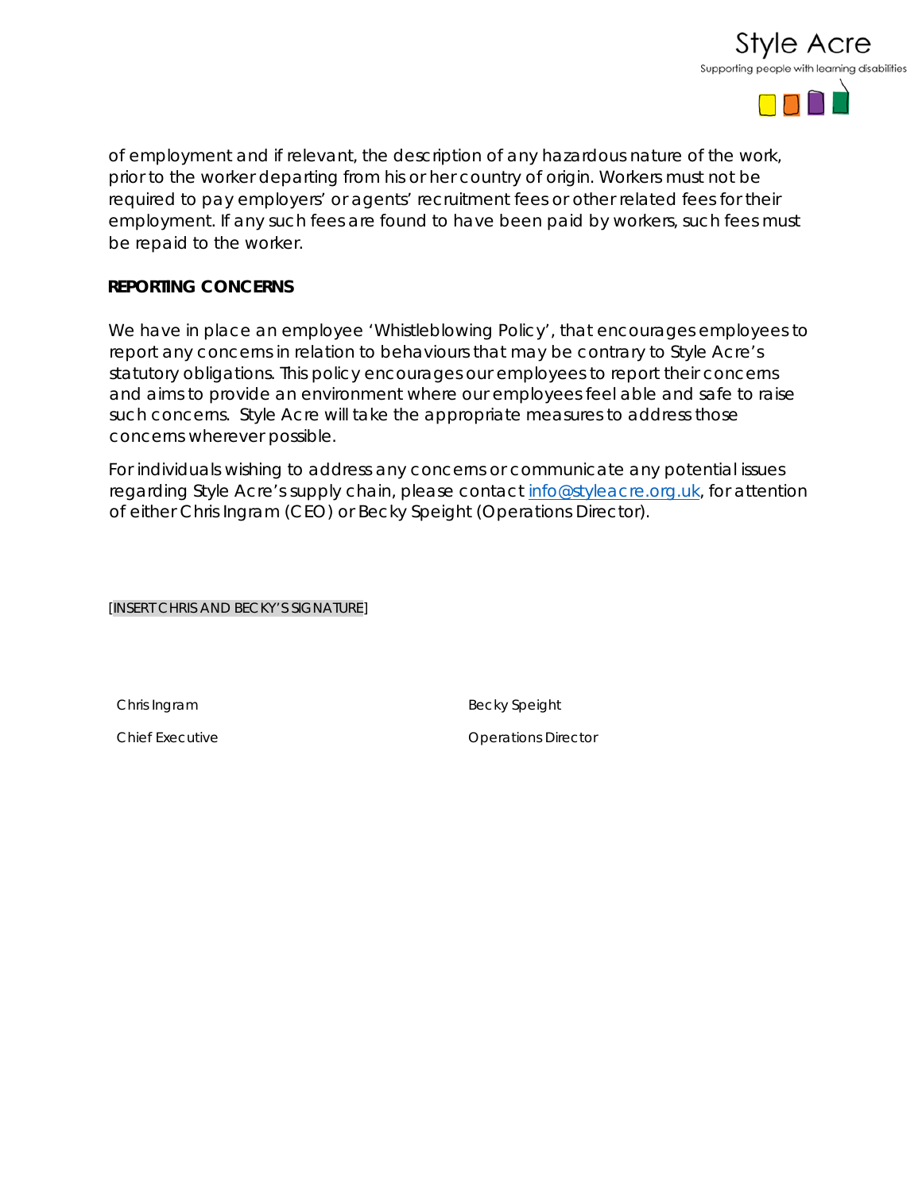of employment and if relevant, the description of any hazardous nature of the work, prior to the worker departing from his or her country of origin. Workers must not be required to pay employers' or agents' recruitment fees or other related fees for their employment. If any such fees are found to have been paid by workers, such fees must be repaid to the worker.

**REPORTING CONCERNS**

We have in place an employee 'Whistleblowing Policy', that encourages employees to report any concerns in relation to behaviours that may be contrary to Style Acre's statutory obligations. This policy encourages our employees to report their concerns and aims to provide an environment where our employees feel able and safe to raise such concerns. Style Acre will take the appropriate measures to address those concerns wherever possible.

For individuals wishing to address any concerns or communicate any potential issues regarding Style Acre's supply chain, please contact info@styleacre.org.uk, for attention of either Chris Ingram (CEO) or Becky Speight (Operations Director).

[INSERT CHRIS AND BECKY'S SIGNATURE]

Chris Ingram

Chief Executive

Becky Speight

Operations Director